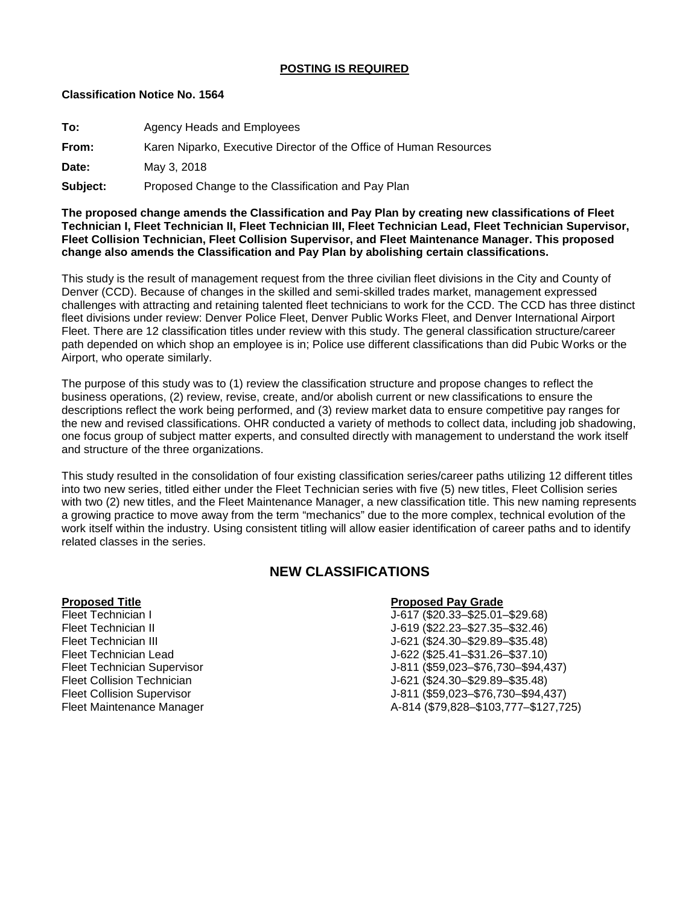**POSTING IS REQUIRED**

**Classification Notice No. 1564**

**To:** Agency Heads and Employees

**From:** Karen Niparko, Executive Director of the Office of Human Resources

**Date:** May 3, 2018

**Subject:** Proposed Change to the Classification and Pay Plan

**The proposed change amends the Classification and Pay Plan by creating new classifications of Fleet Technician I, Fleet Technician II, Fleet Technician III, Fleet Technician Lead, Fleet Technician Supervisor, Fleet Collision Technician, Fleet Collision Supervisor, and Fleet Maintenance Manager. This proposed change also amends the Classification and Pay Plan by abolishing certain classifications.**

This study is the result of management request from the three civilian fleet divisions in the City and County of Denver (CCD). Because of changes in the skilled and semi-skilled trades market, management expressed challenges with attracting and retaining talented fleet technicians to work for the CCD. The CCD has three distinct fleet divisions under review: Denver Police Fleet, Denver Public Works Fleet, and Denver International Airport Fleet. There are 12 classification titles under review with this study. The general classification structure/career path depended on which shop an employee is in; Police use different classifications than did Pubic Works or the Airport, who operate similarly.

The purpose of this study was to (1) review the classification structure and propose changes to reflect the business operations, (2) review, revise, create, and/or abolish current or new classifications to ensure the descriptions reflect the work being performed, and (3) review market data to ensure competitive pay ranges for the new and revised classifications. OHR conducted a variety of methods to collect data, including job shadowing, one focus group of subject matter experts, and consulted directly with management to understand the work itself and structure of the three organizations.

This study resulted in the consolidation of four existing classification series/career paths utilizing 12 different titles into two new series, titled either under the Fleet Technician series with five (5) new titles, Fleet Collision series with two (2) new titles, and the Fleet Maintenance Manager, a new classification title. This new naming represents a growing practice to move away from the term "mechanics" due to the more complex, technical evolution of the work itself within the industry. Using consistent titling will allow easier identification of career paths and to identify related classes in the series.

## NEW CLASSIFICATIONS

| Proposed Title | Proposed Pay Grade |
| --- | --- |
| Fleet Technician I | J-617 ($20.33–$25.01–$29.68) |
| Fleet Technician II | J-619 ($22.23–$27.35–$32.46) |
| Fleet Technician III | J-621 ($24.30–$29.89–$35.48) |
| Fleet Technician Lead | J-622 ($25.41–$31.26–$37.10) |
| Fleet Technician Supervisor | J-811 ($59,023–$76,730–$94,437) |
| Fleet Collision Technician | J-621 ($24.30–$29.89–$35.48) |
| Fleet Collision Supervisor | J-811 ($59,023–$76,730–$94,437) |
| Fleet Maintenance Manager | A-814 ($79,828–$103,777–$127,725) |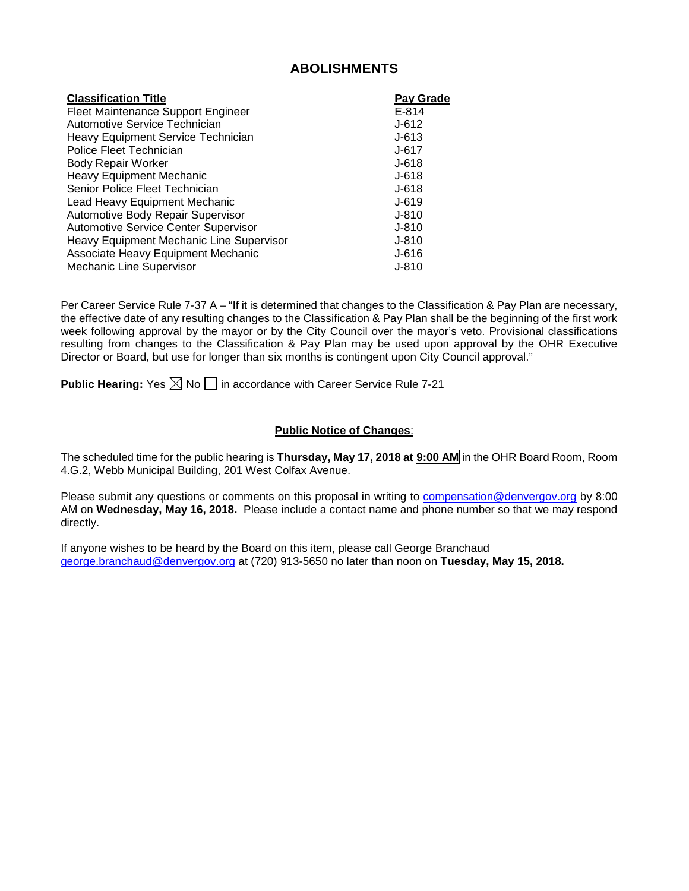## ABOLISHMENTS

| Classification Title | Pay Grade |
| --- | --- |
| Fleet Maintenance Support Engineer | E-814 |
| Automotive Service Technician | J-612 |
| Heavy Equipment Service Technician | J-613 |
| Police Fleet Technician | J-617 |
| Body Repair Worker | J-618 |
| Heavy Equipment Mechanic | J-618 |
| Senior Police Fleet Technician | J-618 |
| Lead Heavy Equipment Mechanic | J-619 |
| Automotive Body Repair Supervisor | J-810 |
| Automotive Service Center Supervisor | J-810 |
| Heavy Equipment Mechanic Line Supervisor | J-810 |
| Associate Heavy Equipment Mechanic | J-616 |
| Mechanic Line Supervisor | J-810 |

Per Career Service Rule 7-37 A – "If it is determined that changes to the Classification & Pay Plan are necessary, the effective date of any resulting changes to the Classification & Pay Plan shall be the beginning of the first work week following approval by the mayor or by the City Council over the mayor's veto. Provisional classifications resulting from changes to the Classification & Pay Plan may be used upon approval by the OHR Executive Director or Board, but use for longer than six months is contingent upon City Council approval."

**Public Hearing:** Yes ☒ No ☐ in accordance with Career Service Rule 7-21

**Public Notice of Changes**:

The scheduled time for the public hearing is **Thursday, May 17, 2018 at 9:00 AM** in the OHR Board Room, Room 4.G.2, Webb Municipal Building, 201 West Colfax Avenue.

Please submit any questions or comments on this proposal in writing to compensation@denvergov.org by 8:00 AM on **Wednesday, May 16, 2018.** Please include a contact name and phone number so that we may respond directly.

If anyone wishes to be heard by the Board on this item, please call George Branchaud george.branchaud@denvergov.org at (720) 913-5650 no later than noon on **Tuesday, May 15, 2018.**